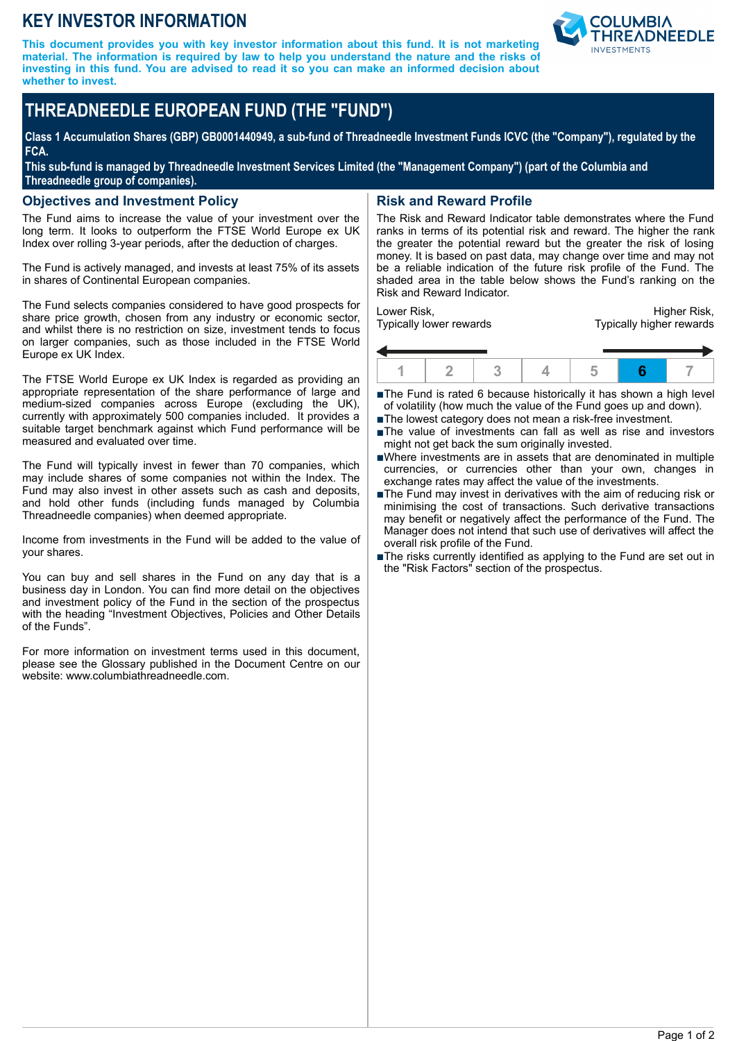# KEY INVESTOR INFORMATION

**This document provides you with key investor information about this fund. It is not marketing material. The information is required by law to help you understand the nature and the risks of investing in this fund. You are advised to read it so you can make an informed decision about whether to invest.**

COLUMBIA THREADNEEDLE INVESTMENTS

## THREADNEEDLE EUROPEAN FUND (THE "FUND")

**Class 1 Accumulation Shares (GBP) GB0001440949, a sub-fund of Threadneedle Investment Funds ICVC (the "Company"), regulated by the FCA.**

**This sub-fund is managed by Threadneedle Investment Services Limited (the "Management Company") (part of the Columbia and Threadneedle group of companies).**

### Objectives and Investment Policy

The Fund aims to increase the value of your investment over the long term. It looks to outperform the FTSE World Europe ex UK Index over rolling 3-year periods, after the deduction of charges.

The Fund is actively managed, and invests at least 75% of its assets in shares of Continental European companies.

The Fund selects companies considered to have good prospects for share price growth, chosen from any industry or economic sector, and whilst there is no restriction on size, investment tends to focus on larger companies, such as those included in the FTSE World Europe ex UK Index.

The FTSE World Europe ex UK Index is regarded as providing an appropriate representation of the share performance of large and medium-sized companies across Europe (excluding the UK), currently with approximately 500 companies included. It provides a suitable target benchmark against which Fund performance will be measured and evaluated over time.

The Fund will typically invest in fewer than 70 companies, which may include shares of some companies not within the Index. The Fund may also invest in other assets such as cash and deposits, and hold other funds (including funds managed by Columbia Threadneedle companies) when deemed appropriate.

Income from investments in the Fund will be added to the value of your shares.

You can buy and sell shares in the Fund on any day that is a business day in London. You can find more detail on the objectives and investment policy of the Fund in the section of the prospectus with the heading "Investment Objectives, Policies and Other Details of the Funds".

For more information on investment terms used in this document, please see the Glossary published in the Document Centre on our website: www.columbiathreadneedle.com.

### Risk and Reward Profile

The Risk and Reward Indicator table demonstrates where the Fund ranks in terms of its potential risk and reward. The higher the rank the greater the potential reward but the greater the risk of losing money. It is based on past data, may change over time and may not be a reliable indication of the future risk profile of the Fund. The shaded area in the table below shows the Fund's ranking on the Risk and Reward Indicator.

Lower Risk, Typically lower rewards — Higher Risk, Typically higher rewards

| 1 | 2 | 3 | 4 | 5 | **6** | 7 |
|---|---|---|---|---|---|---|

- The Fund is rated 6 because historically it has shown a high level of volatility (how much the value of the Fund goes up and down).
- The lowest category does not mean a risk-free investment.
- The value of investments can fall as well as rise and investors might not get back the sum originally invested.
- Where investments are in assets that are denominated in multiple currencies, or currencies other than your own, changes in exchange rates may affect the value of the investments.
- The Fund may invest in derivatives with the aim of reducing risk or minimising the cost of transactions. Such derivative transactions may benefit or negatively affect the performance of the Fund. The Manager does not intend that such use of derivatives will affect the overall risk profile of the Fund.
- The risks currently identified as applying to the Fund are set out in the "Risk Factors" section of the prospectus.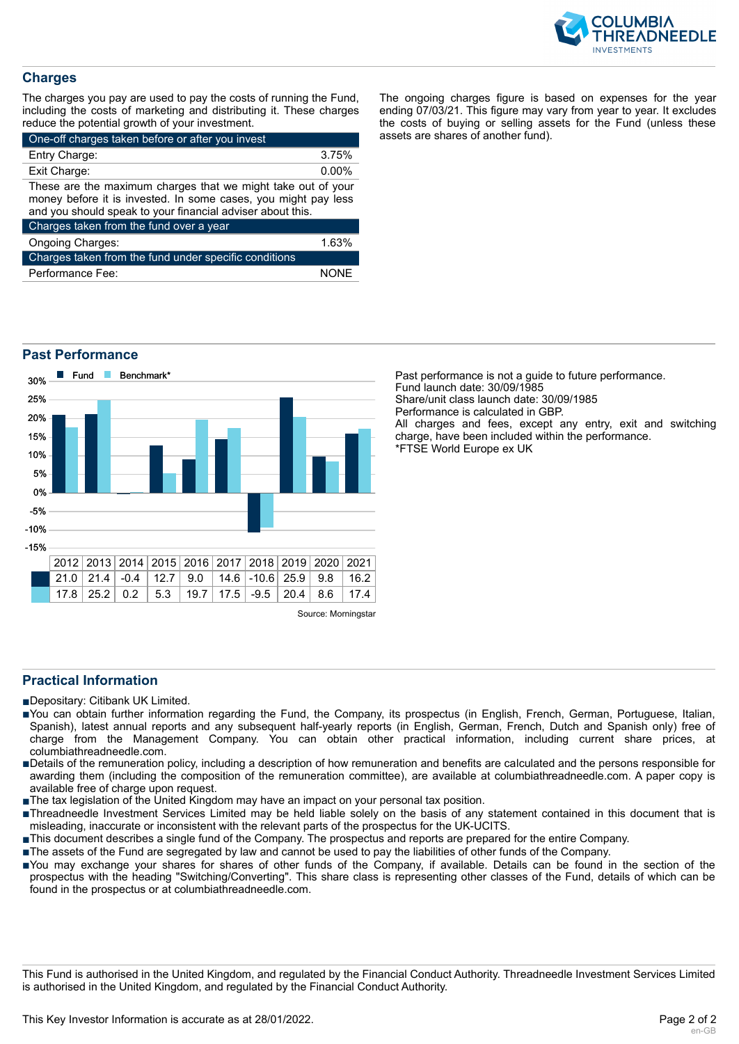## Charges

The charges you pay are used to pay the costs of running the Fund, including the costs of marketing and distributing it. These charges reduce the potential growth of your investment.

| One-off charges taken before or after you invest | |
|---|---|
| Entry Charge: | 3.75% |
| Exit Charge: | 0.00% |
| These are the maximum charges that we might take out of your money before it is invested. In some cases, you might pay less and you should speak to your financial adviser about this. | |
| **Charges taken from the fund over a year** | |
| Ongoing Charges: | 1.63% |
| **Charges taken from the fund under specific conditions** | |
| Performance Fee: | NONE |

The ongoing charges figure is based on expenses for the year ending 07/03/21. This figure may vary from year to year. It excludes the costs of buying or selling assets for the Fund (unless these assets are shares of another fund).

## Past Performance

Fund
Benchmark*

30%
25%
20%
15%
10%
5%
0%
-5%
-10%
-15%

| | 2012 | 2013 | 2014 | 2015 | 2016 | 2017 | 2018 | 2019 | 2020 | 2021 |
|---|---|---|---|---|---|---|---|---|---|---|
| Fund | 21.0 | 21.4 | -0.4 | 12.7 | 9.0 | 14.6 | -10.6 | 25.9 | 9.8 | 16.2 |
| Benchmark* | 17.8 | 25.2 | 0.2 | 5.3 | 19.7 | 17.5 | -9.5 | 20.4 | 8.6 | 17.4 |

Source: Morningstar

Past performance is not a guide to future performance.
Fund launch date: 30/09/1985
Share/unit class launch date: 30/09/1985
Performance is calculated in GBP.
All charges and fees, except any entry, exit and switching charge, have been included within the performance.
*FTSE World Europe ex UK

## Practical Information

- Depositary: Citibank UK Limited.
- You can obtain further information regarding the Fund, the Company, its prospectus (in English, French, German, Portuguese, Italian, Spanish), latest annual reports and any subsequent half-yearly reports (in English, German, French, Dutch and Spanish only) free of charge from the Management Company. You can obtain other practical information, including current share prices, at columbiathreadneedle.com.
- Details of the remuneration policy, including a description of how remuneration and benefits are calculated and the persons responsible for awarding them (including the composition of the remuneration committee), are available at columbiathreadneedle.com. A paper copy is available free of charge upon request.
- The tax legislation of the United Kingdom may have an impact on your personal tax position.
- Threadneedle Investment Services Limited may be held liable solely on the basis of any statement contained in this document that is misleading, inaccurate or inconsistent with the relevant parts of the prospectus for the UK-UCITS.
- This document describes a single fund of the Company. The prospectus and reports are prepared for the entire Company.
- The assets of the Fund are segregated by law and cannot be used to pay the liabilities of other funds of the Company.
- You may exchange your shares for shares of other funds of the Company, if available. Details can be found in the section of the prospectus with the heading "Switching/Converting". This share class is representing other classes of the Fund, details of which can be found in the prospectus or at columbiathreadneedle.com.

This Fund is authorised in the United Kingdom, and regulated by the Financial Conduct Authority. Threadneedle Investment Services Limited is authorised in the United Kingdom, and regulated by the Financial Conduct Authority.

This Key Investor Information is accurate as at 28/01/2022.